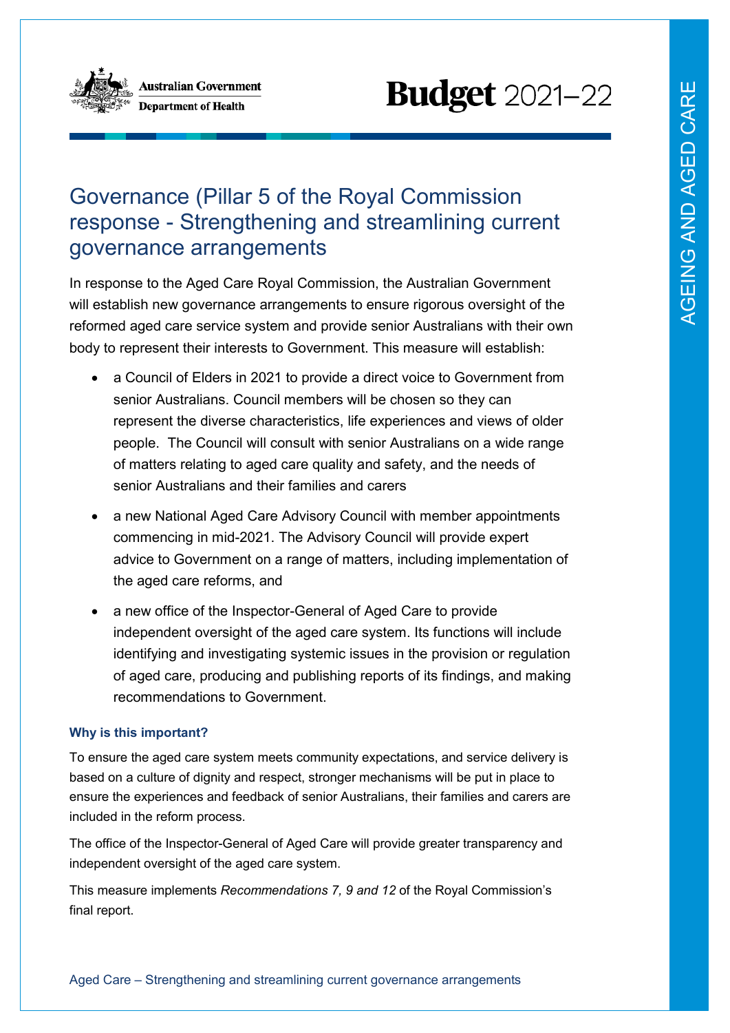Australian Government
Department of Health

# Budget 2021–22

## Governance (Pillar 5 of the Royal Commission response - Strengthening and streamlining current governance arrangements

In response to the Aged Care Royal Commission, the Australian Government will establish new governance arrangements to ensure rigorous oversight of the reformed aged care service system and provide senior Australians with their own body to represent their interests to Government. This measure will establish:

- a Council of Elders in 2021 to provide a direct voice to Government from senior Australians. Council members will be chosen so they can represent the diverse characteristics, life experiences and views of older people. The Council will consult with senior Australians on a wide range of matters relating to aged care quality and safety, and the needs of senior Australians and their families and carers
- a new National Aged Care Advisory Council with member appointments commencing in mid-2021. The Advisory Council will provide expert advice to Government on a range of matters, including implementation of the aged care reforms, and
- a new office of the Inspector-General of Aged Care to provide independent oversight of the aged care system. Its functions will include identifying and investigating systemic issues in the provision or regulation of aged care, producing and publishing reports of its findings, and making recommendations to Government.

### Why is this important?

To ensure the aged care system meets community expectations, and service delivery is based on a culture of dignity and respect, stronger mechanisms will be put in place to ensure the experiences and feedback of senior Australians, their families and carers are included in the reform process.

The office of the Inspector-General of Aged Care will provide greater transparency and independent oversight of the aged care system.

This measure implements *Recommendations 7, 9 and 12* of the Royal Commission's final report.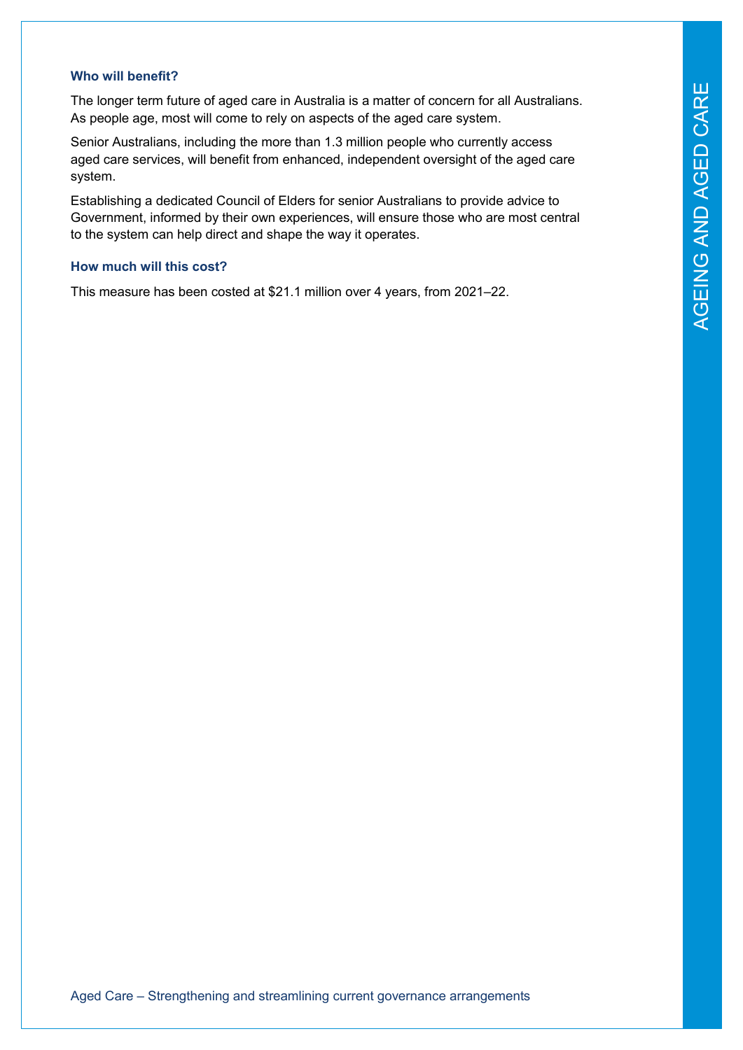### Who will benefit?

The longer term future of aged care in Australia is a matter of concern for all Australians. As people age, most will come to rely on aspects of the aged care system.

Senior Australians, including the more than 1.3 million people who currently access aged care services, will benefit from enhanced, independent oversight of the aged care system.

Establishing a dedicated Council of Elders for senior Australians to provide advice to Government, informed by their own experiences, will ensure those who are most central to the system can help direct and shape the way it operates.

### How much will this cost?

This measure has been costed at $21.1 million over 4 years, from 2021–22.